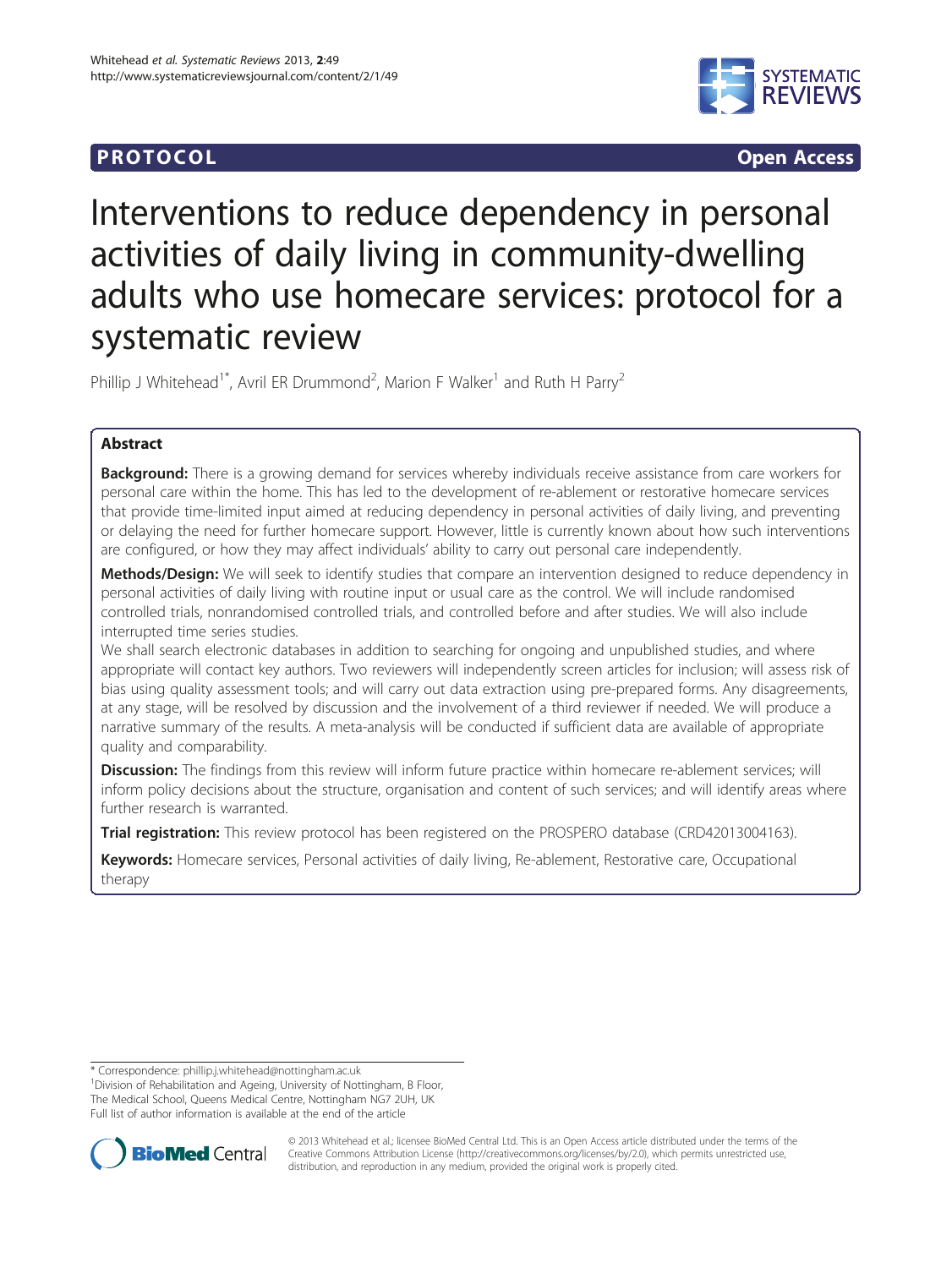**PROTOCOL** **Open Access**

# Interventions to reduce dependency in personal activities of daily living in community-dwelling adults who use homecare services: protocol for a systematic review

Phillip J Whitehead[1*], Avril ER Drummond[2], Marion F Walker[1] and Ruth H Parry[2]

## Abstract

**Background:** There is a growing demand for services whereby individuals receive assistance from care workers for personal care within the home. This has led to the development of re-ablement or restorative homecare services that provide time-limited input aimed at reducing dependency in personal activities of daily living, and preventing or delaying the need for further homecare support. However, little is currently known about how such interventions are configured, or how they may affect individuals' ability to carry out personal care independently.

**Methods/Design:** We will seek to identify studies that compare an intervention designed to reduce dependency in personal activities of daily living with routine input or usual care as the control. We will include randomised controlled trials, nonrandomised controlled trials, and controlled before and after studies. We will also include interrupted time series studies.

We shall search electronic databases in addition to searching for ongoing and unpublished studies, and where appropriate will contact key authors. Two reviewers will independently screen articles for inclusion; will assess risk of bias using quality assessment tools; and will carry out data extraction using pre-prepared forms. Any disagreements, at any stage, will be resolved by discussion and the involvement of a third reviewer if needed. We will produce a narrative summary of the results. A meta-analysis will be conducted if sufficient data are available of appropriate quality and comparability.

**Discussion:** The findings from this review will inform future practice within homecare re-ablement services; will inform policy decisions about the structure, organisation and content of such services; and will identify areas where further research is warranted.

**Trial registration:** This review protocol has been registered on the PROSPERO database (CRD42013004163).

**Keywords:** Homecare services, Personal activities of daily living, Re-ablement, Restorative care, Occupational therapy

\* Correspondence: phillip.j.whitehead@nottingham.ac.uk
[1]Division of Rehabilitation and Ageing, University of Nottingham, B Floor, The Medical School, Queens Medical Centre, Nottingham NG7 2UH, UK
Full list of author information is available at the end of the article

© 2013 Whitehead et al.; licensee BioMed Central Ltd. This is an Open Access article distributed under the terms of the Creative Commons Attribution License (http://creativecommons.org/licenses/by/2.0), which permits unrestricted use, distribution, and reproduction in any medium, provided the original work is properly cited.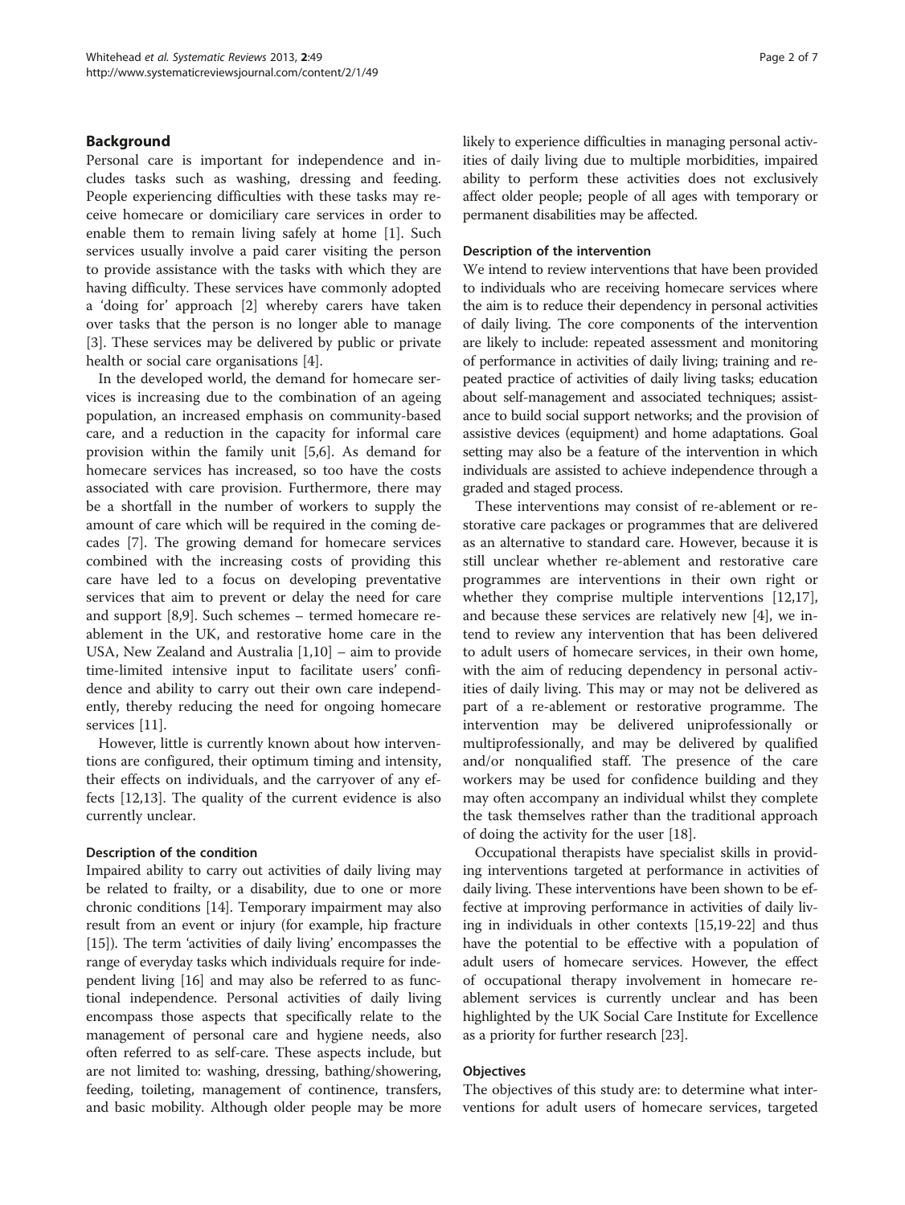## Background

Personal care is important for independence and includes tasks such as washing, dressing and feeding. People experiencing difficulties with these tasks may receive homecare or domiciliary care services in order to enable them to remain living safely at home [1]. Such services usually involve a paid carer visiting the person to provide assistance with the tasks with which they are having difficulty. These services have commonly adopted a 'doing for' approach [2] whereby carers have taken over tasks that the person is no longer able to manage [3]. These services may be delivered by public or private health or social care organisations [4].

In the developed world, the demand for homecare services is increasing due to the combination of an ageing population, an increased emphasis on community-based care, and a reduction in the capacity for informal care provision within the family unit [5,6]. As demand for homecare services has increased, so too have the costs associated with care provision. Furthermore, there may be a shortfall in the number of workers to supply the amount of care which will be required in the coming decades [7]. The growing demand for homecare services combined with the increasing costs of providing this care have led to a focus on developing preventative services that aim to prevent or delay the need for care and support [8,9]. Such schemes – termed homecare re-ablement in the UK, and restorative home care in the USA, New Zealand and Australia [1,10] – aim to provide time-limited intensive input to facilitate users' confidence and ability to carry out their own care independently, thereby reducing the need for ongoing homecare services [11].

However, little is currently known about how interventions are configured, their optimum timing and intensity, their effects on individuals, and the carryover of any effects [12,13]. The quality of the current evidence is also currently unclear.

### Description of the condition

Impaired ability to carry out activities of daily living may be related to frailty, or a disability, due to one or more chronic conditions [14]. Temporary impairment may also result from an event or injury (for example, hip fracture [15]). The term 'activities of daily living' encompasses the range of everyday tasks which individuals require for independent living [16] and may also be referred to as functional independence. Personal activities of daily living encompass those aspects that specifically relate to the management of personal care and hygiene needs, also often referred to as self-care. These aspects include, but are not limited to: washing, dressing, bathing/showering, feeding, toileting, management of continence, transfers, and basic mobility. Although older people may be more likely to experience difficulties in managing personal activities of daily living due to multiple morbidities, impaired ability to perform these activities does not exclusively affect older people; people of all ages with temporary or permanent disabilities may be affected.

### Description of the intervention

We intend to review interventions that have been provided to individuals who are receiving homecare services where the aim is to reduce their dependency in personal activities of daily living. The core components of the intervention are likely to include: repeated assessment and monitoring of performance in activities of daily living; training and repeated practice of activities of daily living tasks; education about self-management and associated techniques; assistance to build social support networks; and the provision of assistive devices (equipment) and home adaptations. Goal setting may also be a feature of the intervention in which individuals are assisted to achieve independence through a graded and staged process.

These interventions may consist of re-ablement or restorative care packages or programmes that are delivered as an alternative to standard care. However, because it is still unclear whether re-ablement and restorative care programmes are interventions in their own right or whether they comprise multiple interventions [12,17], and because these services are relatively new [4], we intend to review any intervention that has been delivered to adult users of homecare services, in their own home, with the aim of reducing dependency in personal activities of daily living. This may or may not be delivered as part of a re-ablement or restorative programme. The intervention may be delivered uniprofessionally or multiprofessionally, and may be delivered by qualified and/or nonqualified staff. The presence of the care workers may be used for confidence building and they may often accompany an individual whilst they complete the task themselves rather than the traditional approach of doing the activity for the user [18].

Occupational therapists have specialist skills in providing interventions targeted at performance in activities of daily living. These interventions have been shown to be effective at improving performance in activities of daily living in individuals in other contexts [15,19-22] and thus have the potential to be effective with a population of adult users of homecare services. However, the effect of occupational therapy involvement in homecare re-ablement services is currently unclear and has been highlighted by the UK Social Care Institute for Excellence as a priority for further research [23].

### Objectives

The objectives of this study are: to determine what interventions for adult users of homecare services, targeted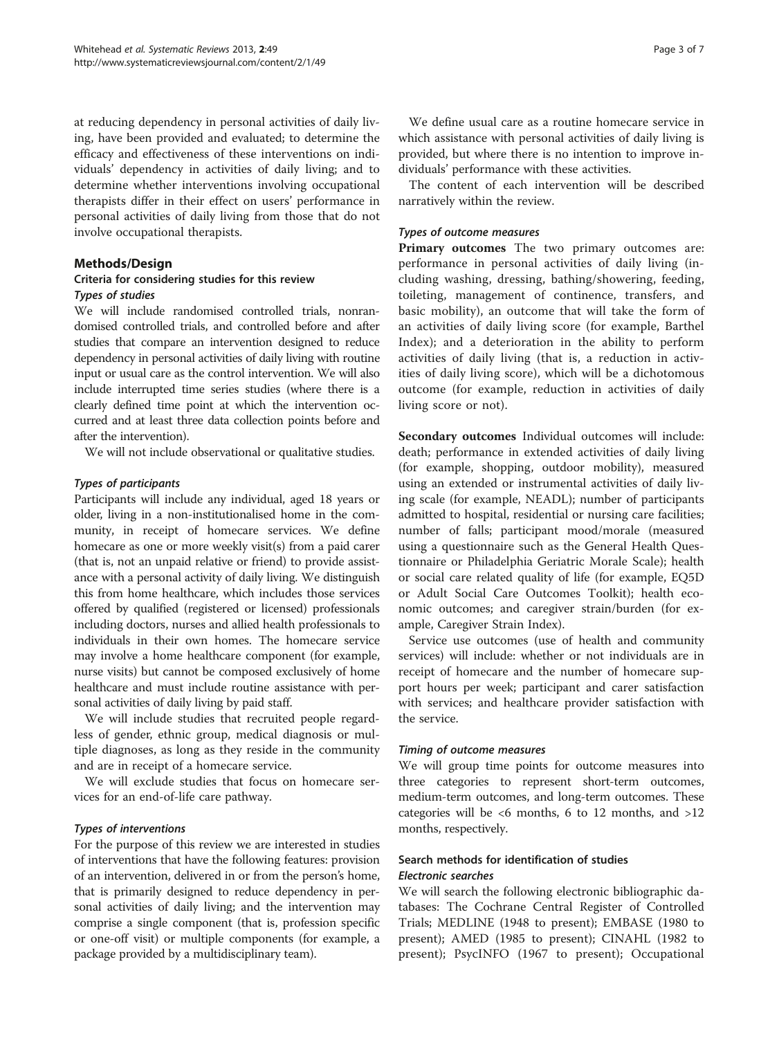at reducing dependency in personal activities of daily living, have been provided and evaluated; to determine the efficacy and effectiveness of these interventions on individuals' dependency in activities of daily living; and to determine whether interventions involving occupational therapists differ in their effect on users' performance in personal activities of daily living from those that do not involve occupational therapists.

## Methods/Design

### Criteria for considering studies for this review

#### *Types of studies*

We will include randomised controlled trials, nonrandomised controlled trials, and controlled before and after studies that compare an intervention designed to reduce dependency in personal activities of daily living with routine input or usual care as the control intervention. We will also include interrupted time series studies (where there is a clearly defined time point at which the intervention occurred and at least three data collection points before and after the intervention).

We will not include observational or qualitative studies.

#### *Types of participants*

Participants will include any individual, aged 18 years or older, living in a non-institutionalised home in the community, in receipt of homecare services. We define homecare as one or more weekly visit(s) from a paid carer (that is, not an unpaid relative or friend) to provide assistance with a personal activity of daily living. We distinguish this from home healthcare, which includes those services offered by qualified (registered or licensed) professionals including doctors, nurses and allied health professionals to individuals in their own homes. The homecare service may involve a home healthcare component (for example, nurse visits) but cannot be composed exclusively of home healthcare and must include routine assistance with personal activities of daily living by paid staff.

We will include studies that recruited people regardless of gender, ethnic group, medical diagnosis or multiple diagnoses, as long as they reside in the community and are in receipt of a homecare service.

We will exclude studies that focus on homecare services for an end-of-life care pathway.

#### *Types of interventions*

For the purpose of this review we are interested in studies of interventions that have the following features: provision of an intervention, delivered in or from the person's home, that is primarily designed to reduce dependency in personal activities of daily living; and the intervention may comprise a single component (that is, profession specific or one-off visit) or multiple components (for example, a package provided by a multidisciplinary team).

We define usual care as a routine homecare service in which assistance with personal activities of daily living is provided, but where there is no intention to improve individuals' performance with these activities.

The content of each intervention will be described narratively within the review.

#### *Types of outcome measures*

**Primary outcomes** The two primary outcomes are: performance in personal activities of daily living (including washing, dressing, bathing/showering, feeding, toileting, management of continence, transfers, and basic mobility), an outcome that will take the form of an activities of daily living score (for example, Barthel Index); and a deterioration in the ability to perform activities of daily living (that is, a reduction in activities of daily living score), which will be a dichotomous outcome (for example, reduction in activities of daily living score or not).

**Secondary outcomes** Individual outcomes will include: death; performance in extended activities of daily living (for example, shopping, outdoor mobility), measured using an extended or instrumental activities of daily living scale (for example, NEADL); number of participants admitted to hospital, residential or nursing care facilities; number of falls; participant mood/morale (measured using a questionnaire such as the General Health Questionnaire or Philadelphia Geriatric Morale Scale); health or social care related quality of life (for example, EQ5D or Adult Social Care Outcomes Toolkit); health economic outcomes; and caregiver strain/burden (for example, Caregiver Strain Index).

Service use outcomes (use of health and community services) will include: whether or not individuals are in receipt of homecare and the number of homecare support hours per week; participant and carer satisfaction with services; and healthcare provider satisfaction with the service.

#### *Timing of outcome measures*

We will group time points for outcome measures into three categories to represent short-term outcomes, medium-term outcomes, and long-term outcomes. These categories will be <6 months, 6 to 12 months, and >12 months, respectively.

### Search methods for identification of studies

#### *Electronic searches*

We will search the following electronic bibliographic databases: The Cochrane Central Register of Controlled Trials; MEDLINE (1948 to present); EMBASE (1980 to present); AMED (1985 to present); CINAHL (1982 to present); PsycINFO (1967 to present); Occupational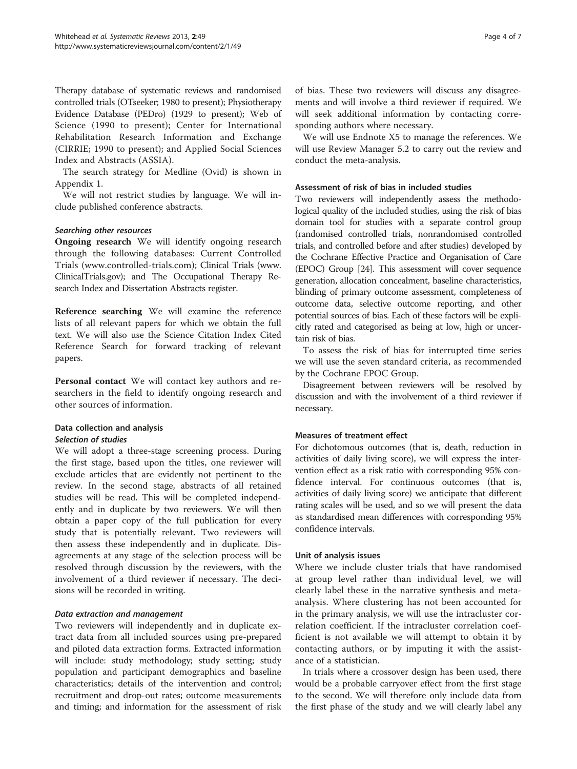Therapy database of systematic reviews and randomised controlled trials (OTseeker; 1980 to present); Physiotherapy Evidence Database (PEDro) (1929 to present); Web of Science (1990 to present); Center for International Rehabilitation Research Information and Exchange (CIRRIE; 1990 to present); and Applied Social Sciences Index and Abstracts (ASSIA).

The search strategy for Medline (Ovid) is shown in Appendix 1.

We will not restrict studies by language. We will include published conference abstracts.

#### *Searching other resources*

**Ongoing research** We will identify ongoing research through the following databases: Current Controlled Trials (www.controlled-trials.com); Clinical Trials (www.ClinicalTrials.gov); and The Occupational Therapy Research Index and Dissertation Abstracts register.

**Reference searching** We will examine the reference lists of all relevant papers for which we obtain the full text. We will also use the Science Citation Index Cited Reference Search for forward tracking of relevant papers.

**Personal contact** We will contact key authors and researchers in the field to identify ongoing research and other sources of information.

### Data collection and analysis

#### *Selection of studies*

We will adopt a three-stage screening process. During the first stage, based upon the titles, one reviewer will exclude articles that are evidently not pertinent to the review. In the second stage, abstracts of all retained studies will be read. This will be completed independently and in duplicate by two reviewers. We will then obtain a paper copy of the full publication for every study that is potentially relevant. Two reviewers will then assess these independently and in duplicate. Disagreements at any stage of the selection process will be resolved through discussion by the reviewers, with the involvement of a third reviewer if necessary. The decisions will be recorded in writing.

#### *Data extraction and management*

Two reviewers will independently and in duplicate extract data from all included sources using pre-prepared and piloted data extraction forms. Extracted information will include: study methodology; study setting; study population and participant demographics and baseline characteristics; details of the intervention and control; recruitment and drop-out rates; outcome measurements and timing; and information for the assessment of risk of bias. These two reviewers will discuss any disagreements and will involve a third reviewer if required. We will seek additional information by contacting corresponding authors where necessary.

We will use Endnote X5 to manage the references. We will use Review Manager 5.2 to carry out the review and conduct the meta-analysis.

### Assessment of risk of bias in included studies

Two reviewers will independently assess the methodological quality of the included studies, using the risk of bias domain tool for studies with a separate control group (randomised controlled trials, nonrandomised controlled trials, and controlled before and after studies) developed by the Cochrane Effective Practice and Organisation of Care (EPOC) Group [24]. This assessment will cover sequence generation, allocation concealment, baseline characteristics, blinding of primary outcome assessment, completeness of outcome data, selective outcome reporting, and other potential sources of bias. Each of these factors will be explicitly rated and categorised as being at low, high or uncertain risk of bias.

To assess the risk of bias for interrupted time series we will use the seven standard criteria, as recommended by the Cochrane EPOC Group.

Disagreement between reviewers will be resolved by discussion and with the involvement of a third reviewer if necessary.

### Measures of treatment effect

For dichotomous outcomes (that is, death, reduction in activities of daily living score), we will express the intervention effect as a risk ratio with corresponding 95% confidence interval. For continuous outcomes (that is, activities of daily living score) we anticipate that different rating scales will be used, and so we will present the data as standardised mean differences with corresponding 95% confidence intervals.

### Unit of analysis issues

Where we include cluster trials that have randomised at group level rather than individual level, we will clearly label these in the narrative synthesis and meta-analysis. Where clustering has not been accounted for in the primary analysis, we will use the intracluster correlation coefficient. If the intracluster correlation coefficient is not available we will attempt to obtain it by contacting authors, or by imputing it with the assistance of a statistician.

In trials where a crossover design has been used, there would be a probable carryover effect from the first stage to the second. We will therefore only include data from the first phase of the study and we will clearly label any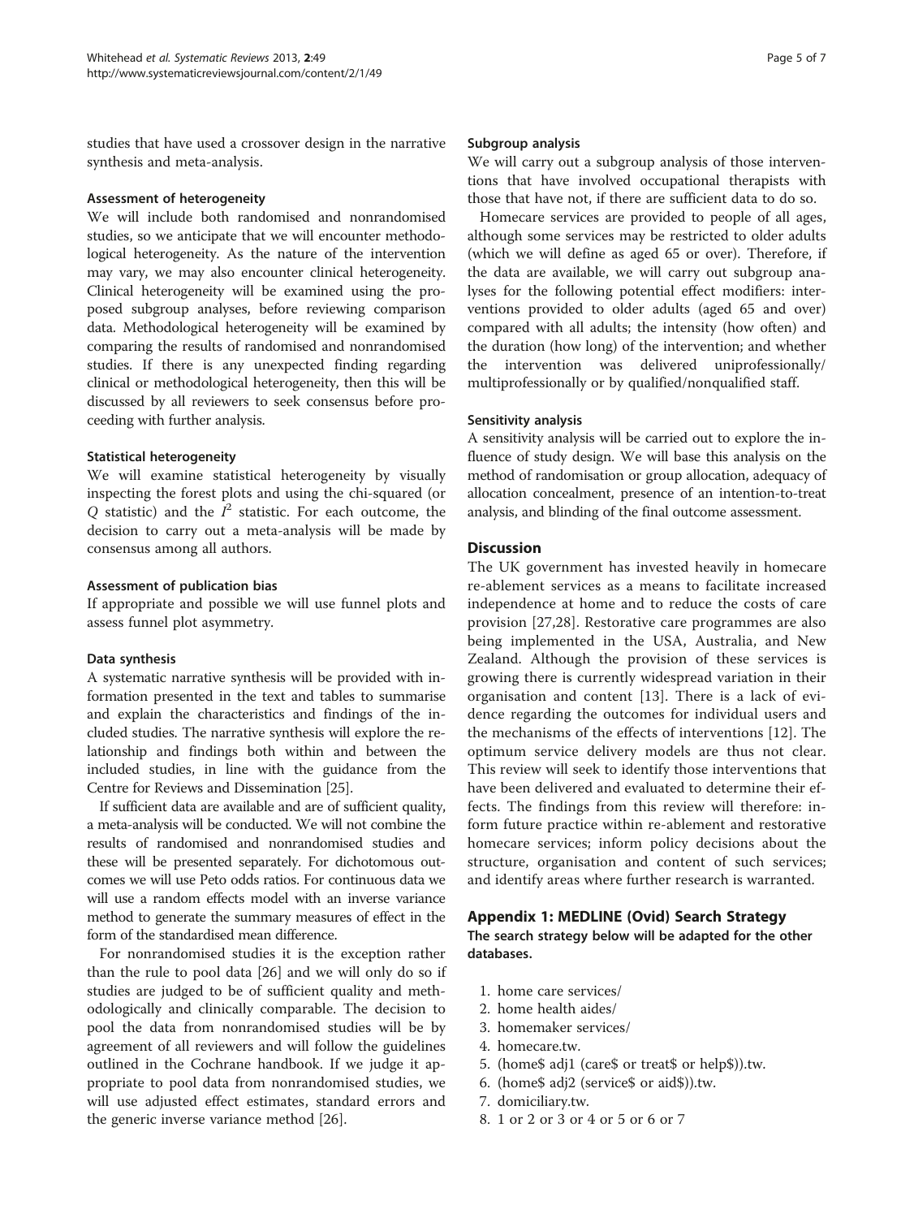studies that have used a crossover design in the narrative synthesis and meta-analysis.

### Assessment of heterogeneity

We will include both randomised and nonrandomised studies, so we anticipate that we will encounter methodological heterogeneity. As the nature of the intervention may vary, we may also encounter clinical heterogeneity. Clinical heterogeneity will be examined using the proposed subgroup analyses, before reviewing comparison data. Methodological heterogeneity will be examined by comparing the results of randomised and nonrandomised studies. If there is any unexpected finding regarding clinical or methodological heterogeneity, then this will be discussed by all reviewers to seek consensus before proceeding with further analysis.

### Statistical heterogeneity

We will examine statistical heterogeneity by visually inspecting the forest plots and using the chi-squared (or $Q$ statistic) and the $I^2$ statistic. For each outcome, the decision to carry out a meta-analysis will be made by consensus among all authors.

### Assessment of publication bias

If appropriate and possible we will use funnel plots and assess funnel plot asymmetry.

### Data synthesis

A systematic narrative synthesis will be provided with information presented in the text and tables to summarise and explain the characteristics and findings of the included studies. The narrative synthesis will explore the relationship and findings both within and between the included studies, in line with the guidance from the Centre for Reviews and Dissemination [25].

If sufficient data are available and are of sufficient quality, a meta-analysis will be conducted. We will not combine the results of randomised and nonrandomised studies and these will be presented separately. For dichotomous outcomes we will use Peto odds ratios. For continuous data we will use a random effects model with an inverse variance method to generate the summary measures of effect in the form of the standardised mean difference.

For nonrandomised studies it is the exception rather than the rule to pool data [26] and we will only do so if studies are judged to be of sufficient quality and methodologically and clinically comparable. The decision to pool the data from nonrandomised studies will be by agreement of all reviewers and will follow the guidelines outlined in the Cochrane handbook. If we judge it appropriate to pool data from nonrandomised studies, we will use adjusted effect estimates, standard errors and the generic inverse variance method [26].

### Subgroup analysis

We will carry out a subgroup analysis of those interventions that have involved occupational therapists with those that have not, if there are sufficient data to do so.

Homecare services are provided to people of all ages, although some services may be restricted to older adults (which we will define as aged 65 or over). Therefore, if the data are available, we will carry out subgroup analyses for the following potential effect modifiers: interventions provided to older adults (aged 65 and over) compared with all adults; the intensity (how often) and the duration (how long) of the intervention; and whether the intervention was delivered uniprofessionally/ multiprofessionally or by qualified/nonqualified staff.

### Sensitivity analysis

A sensitivity analysis will be carried out to explore the influence of study design. We will base this analysis on the method of randomisation or group allocation, adequacy of allocation concealment, presence of an intention-to-treat analysis, and blinding of the final outcome assessment.

## Discussion

The UK government has invested heavily in homecare re-ablement services as a means to facilitate increased independence at home and to reduce the costs of care provision [27,28]. Restorative care programmes are also being implemented in the USA, Australia, and New Zealand. Although the provision of these services is growing there is currently widespread variation in their organisation and content [13]. There is a lack of evidence regarding the outcomes for individual users and the mechanisms of the effects of interventions [12]. The optimum service delivery models are thus not clear. This review will seek to identify those interventions that have been delivered and evaluated to determine their effects. The findings from this review will therefore: inform future practice within re-ablement and restorative homecare services; inform policy decisions about the structure, organisation and content of such services; and identify areas where further research is warranted.

## Appendix 1: MEDLINE (Ovid) Search Strategy

**The search strategy below will be adapted for the other databases.**

1. home care services/
2. home health aides/
3. homemaker services/
4. homecare.tw.
5. (home$ adj1 (care$ or treat$ or help$)).tw.
6. (home$ adj2 (service$ or aid$)).tw.
7. domiciliary.tw.
8. 1 or 2 or 3 or 4 or 5 or 6 or 7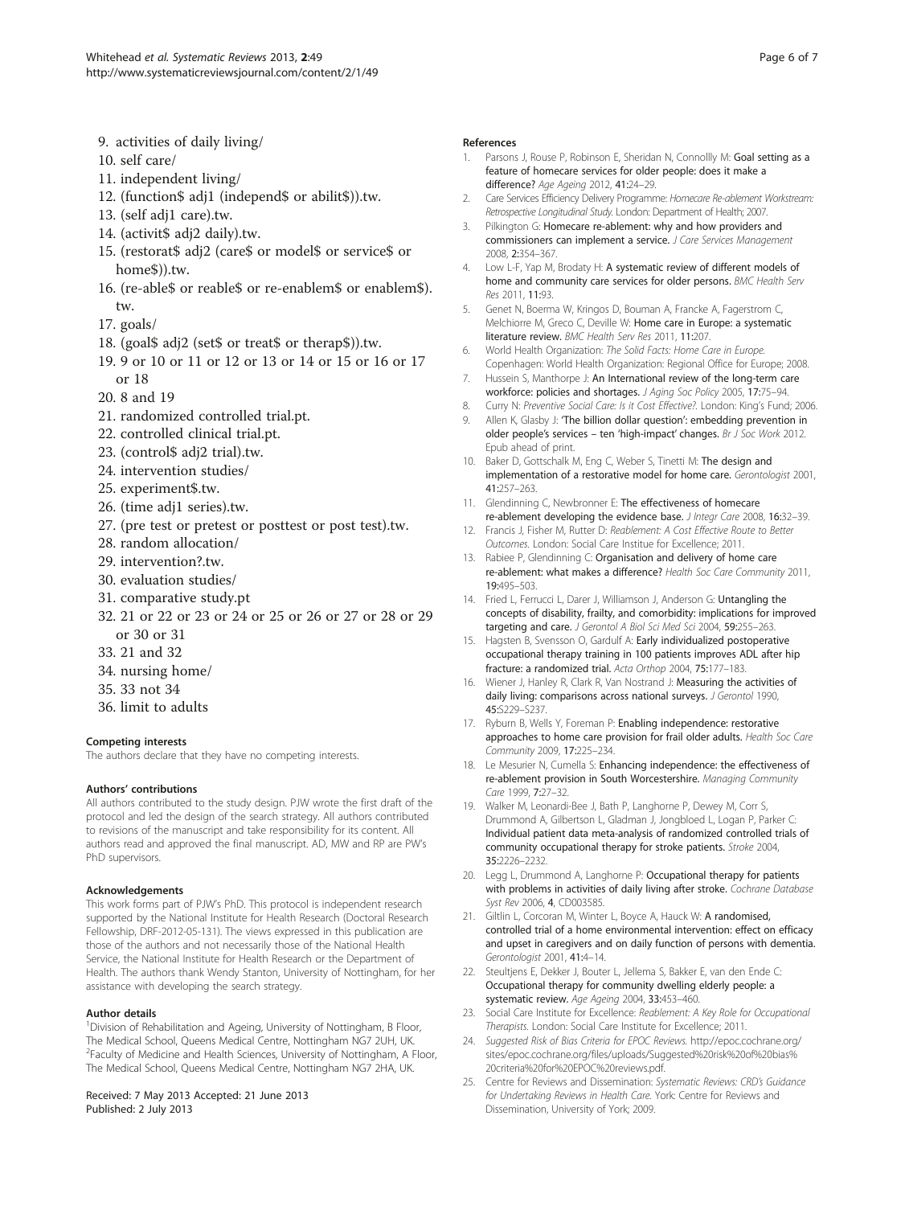9. activities of daily living/
10. self care/
11. independent living/
12. (function$ adj1 (independ$ or abilit$)).tw.
13. (self adj1 care).tw.
14. (activit$ adj2 daily).tw.
15. (restorat$ adj2 (care$ or model$ or service$ or home$)).tw.
16. (re-able$ or reable$ or re-enablem$ or enablem$).tw.
17. goals/
18. (goal$ adj2 (set$ or treat$ or therap$)).tw.
19. 9 or 10 or 11 or 12 or 13 or 14 or 15 or 16 or 17 or 18
20. 8 and 19
21. randomized controlled trial.pt.
22. controlled clinical trial.pt.
23. (control$ adj2 trial).tw.
24. intervention studies/
25. experiment$.tw.
26. (time adj1 series).tw.
27. (pre test or pretest or posttest or post test).tw.
28. random allocation/
29. intervention?.tw.
30. evaluation studies/
31. comparative study.pt
32. 21 or 22 or 23 or 24 or 25 or 26 or 27 or 28 or 29 or 30 or 31
33. 21 and 32
34. nursing home/
35. 33 not 34
36. limit to adults

#### Competing interests

The authors declare that they have no competing interests.

#### Authors' contributions

All authors contributed to the study design. PJW wrote the first draft of the protocol and led the design of the search strategy. All authors contributed to revisions of the manuscript and take responsibility for its content. All authors read and approved the final manuscript. AD, MW and RP are PW's PhD supervisors.

#### Acknowledgements

This work forms part of PJW's PhD. This protocol is independent research supported by the National Institute for Health Research (Doctoral Research Fellowship, DRF-2012-05-131). The views expressed in this publication are those of the authors and not necessarily those of the National Health Service, the National Institute for Health Research or the Department of Health. The authors thank Wendy Stanton, University of Nottingham, for her assistance with developing the search strategy.

#### Author details

[1]Division of Rehabilitation and Ageing, University of Nottingham, B Floor, The Medical School, Queens Medical Centre, Nottingham NG7 2UH, UK. [2]Faculty of Medicine and Health Sciences, University of Nottingham, A Floor, The Medical School, Queens Medical Centre, Nottingham NG7 2HA, UK.

Received: 7 May 2013 Accepted: 21 June 2013
Published: 2 July 2013

#### References

1. Parsons J, Rouse P, Robinson E, Sheridan N, Connollly M: **Goal setting as a feature of homecare services for older people: does it make a difference?** *Age Ageing* 2012, **41:**24–29.
2. Care Services Efficiency Delivery Programme: *Homecare Re-ablement Workstream: Retrospective Longitudinal Study.* London: Department of Health; 2007.
3. Pilkington G: **Homecare re-ablement: why and how providers and commissioners can implement a service.** *J Care Services Management* 2008, **2:**354–367.
4. Low L-F, Yap M, Brodaty H: **A systematic review of different models of home and community care services for older persons.** *BMC Health Serv Res* 2011, **11:**93.
5. Genet N, Boerma W, Kringos D, Bouman A, Francke A, Fagerstrom C, Melchiorre M, Greco C, Deville W: **Home care in Europe: a systematic literature review.** *BMC Health Serv Res* 2011, **11:**207.
6. World Health Organization: *The Solid Facts: Home Care in Europe.* Copenhagen: World Health Organization: Regional Office for Europe; 2008.
7. Hussein S, Manthorpe J: **An International review of the long-term care workforce: policies and shortages.** *J Aging Soc Policy* 2005, **17:**75–94.
8. Curry N: *Preventive Social Care: Is it Cost Effective?.* London: King's Fund; 2006.
9. Allen K, Glasby J: **'The billion dollar question': embedding prevention in older people's services – ten 'high-impact' changes.** *Br J Soc Work* 2012. Epub ahead of print.
10. Baker D, Gottschalk M, Eng C, Weber S, Tinetti M: **The design and implementation of a restorative model for home care.** *Gerontologist* 2001, **41:**257–263.
11. Glendinning C, Newbronner E: **The effectiveness of homecare re-ablement developing the evidence base.** *J Integr Care* 2008, **16:**32–39.
12. Francis J, Fisher M, Rutter D: *Reablement: A Cost Effective Route to Better Outcomes.* London: Social Care Institue for Excellence; 2011.
13. Rabiee P, Glendinning C: **Organisation and delivery of home care re-ablement: what makes a difference?** *Health Soc Care Community* 2011, **19:**495–503.
14. Fried L, Ferrucci L, Darer J, Williamson J, Anderson G: **Untangling the concepts of disability, frailty, and comorbidity: implications for improved targeting and care.** *J Gerontol A Biol Sci Med Sci* 2004, **59:**255–263.
15. Hagsten B, Svensson O, Gardulf A: **Early individualized postoperative occupational therapy training in 100 patients improves ADL after hip fracture: a randomized trial.** *Acta Orthop* 2004, **75:**177–183.
16. Wiener J, Hanley R, Clark R, Van Nostrand J: **Measuring the activities of daily living: comparisons across national surveys.** *J Gerontol* 1990, **45:**S229–S237.
17. Ryburn B, Wells Y, Foreman P: **Enabling independence: restorative approaches to home care provision for frail older adults.** *Health Soc Care Community* 2009, **17:**225–234.
18. Le Mesurier N, Cumella S: **Enhancing independence: the effectiveness of re-ablement provision in South Worcestershire.** *Managing Community Care* 1999, **7:**27–32.
19. Walker M, Leonardi-Bee J, Bath P, Langhorne P, Dewey M, Corr S, Drummond A, Gilbertson L, Gladman J, Jongbloed L, Logan P, Parker C: **Individual patient data meta-analysis of randomized controlled trials of community occupational therapy for stroke patients.** *Stroke* 2004, **35:**2226–2232.
20. Legg L, Drummond A, Langhorne P: **Occupational therapy for patients with problems in activities of daily living after stroke.** *Cochrane Database Syst Rev* 2006, **4**, CD003585.
21. Giltlin L, Corcoran M, Winter L, Boyce A, Hauck W: **A randomised, controlled trial of a home environmental intervention: effect on efficacy and upset in caregivers and on daily function of persons with dementia.** *Gerontologist* 2001, **41:**4–14.
22. Steultjens E, Dekker J, Bouter L, Jellema S, Bakker E, van den Ende C: **Occupational therapy for community dwelling elderly people: a systematic review.** *Age Ageing* 2004, **33:**453–460.
23. Social Care Institute for Excellence: *Reablement: A Key Role for Occupational Therapists.* London: Social Care Institute for Excellence; 2011.
24. *Suggested Risk of Bias Criteria for EPOC Reviews.* http://epoc.cochrane.org/sites/epoc.cochrane.org/files/uploads/Suggested%20risk%20of%20bias%20criteria%20for%20EPOC%20reviews.pdf.
25. Centre for Reviews and Dissemination: *Systematic Reviews: CRD's Guidance for Undertaking Reviews in Health Care.* York: Centre for Reviews and Dissemination, University of York; 2009.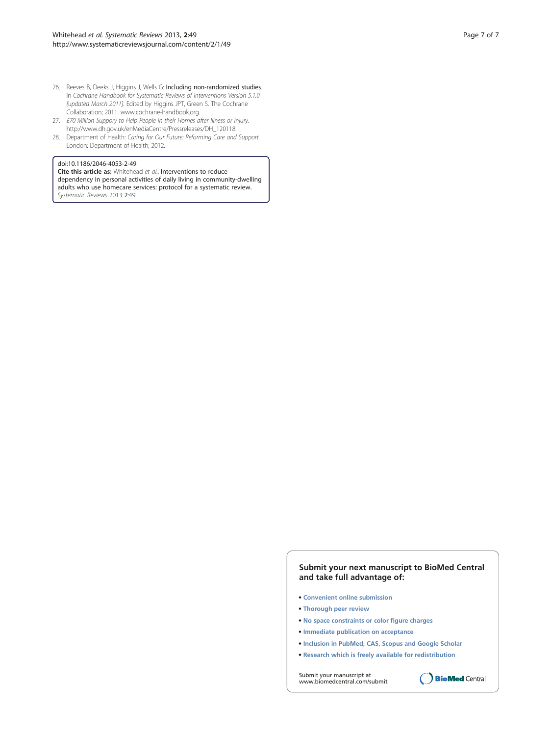26. Reeves B, Deeks J, Higgins J, Wells G: **Including non-randomized studies**. In *Cochrane Handbook for Systematic Reviews of Interventions Version 5.1.0 [updated March 2011]*. Edited by Higgins JPT, Green S. The Cochrane Collaboration; 2011. www.cochrane-handbook.org.
27. *£70 Million Suppory to Help People in their Homes after Illness or Injury*. http://www.dh.gov.uk/enMediaCentre/Pressreleases/DH_120118.
28. Department of Health: *Caring for Our Future: Reforming Care and Support*. London: Department of Health; 2012.

doi:10.1186/2046-4053-2-49
**Cite this article as:** Whitehead *et al.*: Interventions to reduce dependency in personal activities of daily living in community-dwelling adults who use homecare services: protocol for a systematic review. *Systematic Reviews* 2013 **2**:49.

**Submit your next manuscript to BioMed Central and take full advantage of:**

- **Convenient online submission**
- **Thorough peer review**
- **No space constraints or color figure charges**
- **Immediate publication on acceptance**
- **Inclusion in PubMed, CAS, Scopus and Google Scholar**
- **Research which is freely available for redistribution**

Submit your manuscript at
www.biomedcentral.com/submit

BioMed Central